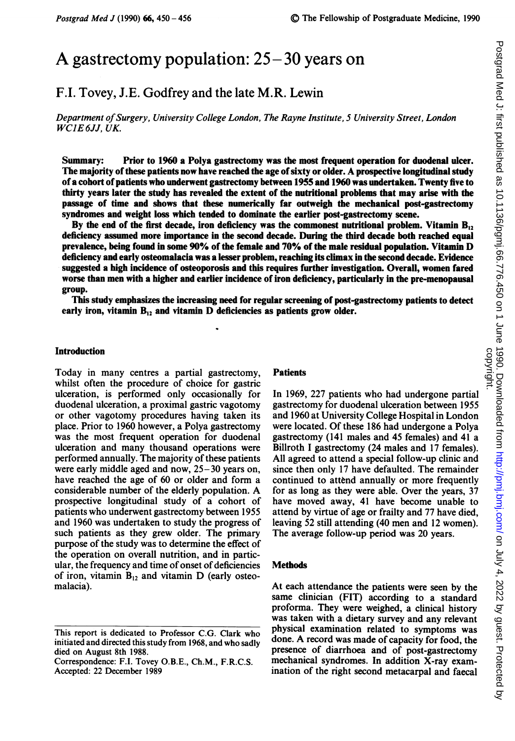# A gastrectomy population: 25–30 years on

F.I. Tovey, J.E. Godfrey and the late M.R. Lewin

*Department of Surgery, University College London, The Rayne Institute, 5 University Street, London WC1E 6JJ, UK.*

**Summary: Prior to 1960 a Polya gastrectomy was the most frequent operation for duodenal ulcer. The majority of these patients now have reached the age of sixty or older. A prospective longitudinal study of a cohort of patients who underwent gastrectomy between 1955 and 1960 was undertaken. Twenty five to thirty years later the study has revealed the extent of the nutritional problems that may arise with the passage of time and shows that these numerically far outweigh the mechanical post-gastrectomy syndromes and weight loss which tended to dominate the earlier post-gastrectomy scene.**

**By the end of the first decade, iron deficiency was the commonest nutritional problem. Vitamin $B_{12}$ deficiency assumed more importance in the second decade. During the third decade both reached equal prevalence, being found in some 90% of the female and 70% of the male residual population. Vitamin D deficiency and early osteomalacia was a lesser problem, reaching its climax in the second decade. Evidence suggested a high incidence of osteoporosis and this requires further investigation. Overall, women fared worse than men with a higher and earlier incidence of iron deficiency, particularly in the pre-menopausal group.**

**This study emphasizes the increasing need for regular screening of post-gastrectomy patients to detect early iron, vitamin $B_{12}$ and vitamin D deficiencies as patients grow older.**

## Introduction

Today in many centres a partial gastrectomy, whilst often the procedure of choice for gastric ulceration, is performed only occasionally for duodenal ulceration, a proximal gastric vagotomy or other vagotomy procedures having taken its place. Prior to 1960 however, a Polya gastrectomy was the most frequent operation for duodenal ulceration and many thousand operations were performed annually. The majority of these patients were early middle aged and now, 25–30 years on, have reached the age of 60 or older and form a considerable number of the elderly population. A prospective longitudinal study of a cohort of patients who underwent gastrectomy between 1955 and 1960 was undertaken to study the progress of such patients as they grew older. The primary purpose of the study was to determine the effect of the operation on overall nutrition, and in particular, the frequency and time of onset of deficiencies of iron, vitamin $B_{12}$ and vitamin D (early osteomalacia).

## Patients

In 1969, 227 patients who had undergone partial gastrectomy for duodenal ulceration between 1955 and 1960 at University College Hospital in London were located. Of these 186 had undergone a Polya gastrectomy (141 males and 45 females) and 41 a Billroth I gastrectomy (24 males and 17 females). All agreed to attend a special follow-up clinic and since then only 17 have defaulted. The remainder continued to attend annually or more frequently for as long as they were able. Over the years, 37 have moved away, 41 have become unable to attend by virtue of age or frailty and 77 have died, leaving 52 still attending (40 men and 12 women). The average follow-up period was 20 years.

## Methods

At each attendance the patients were seen by the same clinician (FIT) according to a standard proforma. They were weighed, a clinical history was taken with a dietary survey and any relevant physical examination related to symptoms was done. A record was made of capacity for food, the presence of diarrhoea and of post-gastrectomy mechanical syndromes. In addition X-ray examination of the right second metacarpal and faecal

---

This report is dedicated to Professor C.G. Clark who initiated and directed this study from 1968, and who sadly died on August 8th 1988.

Correspondence: F.I. Tovey O.B.E., Ch.M., F.R.C.S.

Accepted: 22 December 1989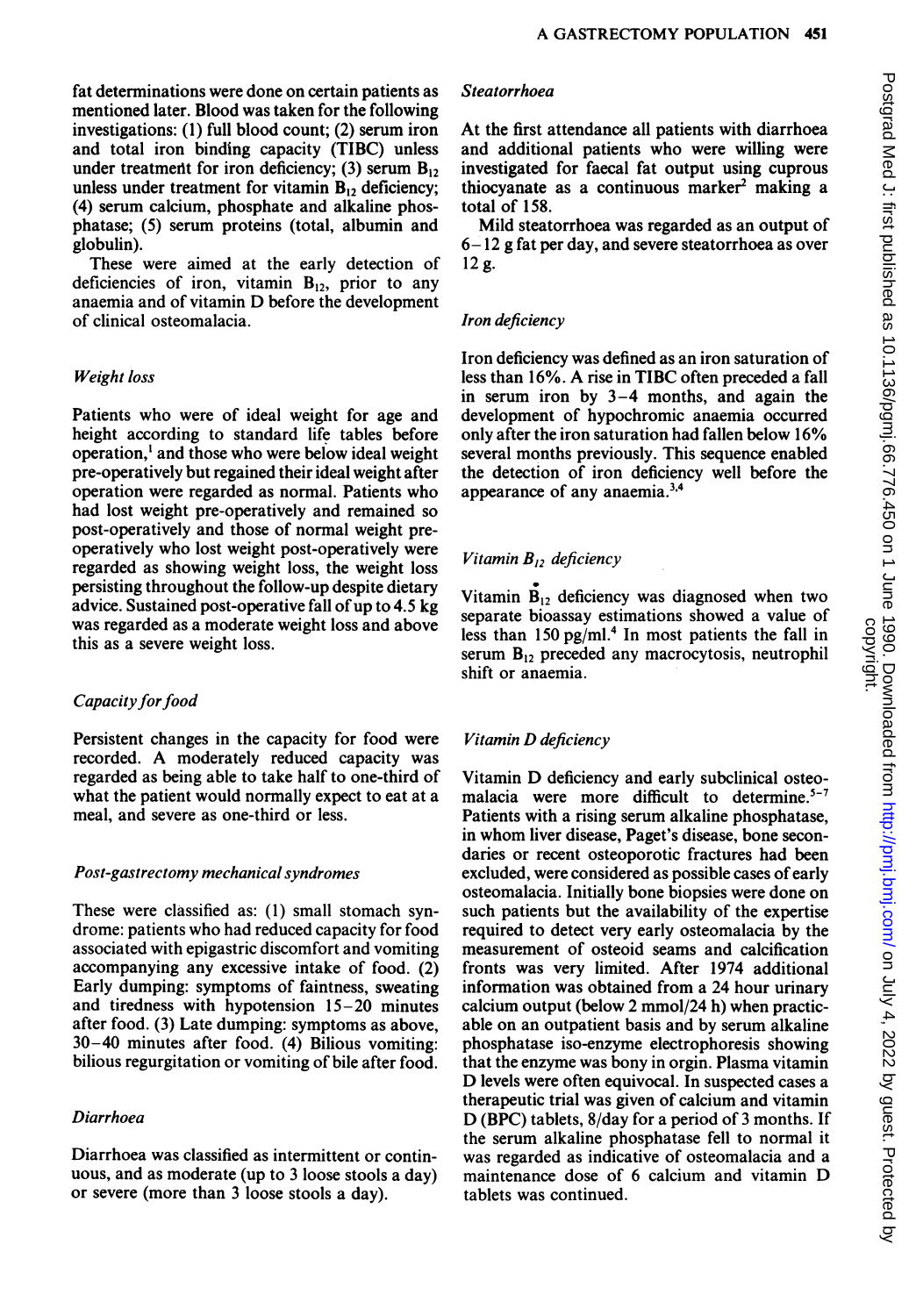fat determinations were done on certain patients as mentioned later. Blood was taken for the following investigations: (1) full blood count; (2) serum iron and total iron binding capacity (TIBC) unless under treatment for iron deficiency; (3) serum $B_{12}$ unless under treatment for vitamin $B_{12}$ deficiency; (4) serum calcium, phosphate and alkaline phosphatase; (5) serum proteins (total, albumin and globulin).

These were aimed at the early detection of deficiencies of iron, vitamin $B_{12}$, prior to any anaemia and of vitamin D before the development of clinical osteomalacia.

### *Weight loss*

Patients who were of ideal weight for age and height according to standard life tables before operation,[1] and those who were below ideal weight pre-operatively but regained their ideal weight after operation were regarded as normal. Patients who had lost weight pre-operatively and remained so post-operatively and those of normal weight pre-operatively who lost weight post-operatively were regarded as showing weight loss, the weight loss persisting throughout the follow-up despite dietary advice. Sustained post-operative fall of up to 4.5 kg was regarded as a moderate weight loss and above this as a severe weight loss.

### *Capacity for food*

Persistent changes in the capacity for food were recorded. A moderately reduced capacity was regarded as being able to take half to one-third of what the patient would normally expect to eat at a meal, and severe as one-third or less.

### *Post-gastrectomy mechanical syndromes*

These were classified as: (1) small stomach syndrome: patients who had reduced capacity for food associated with epigastric discomfort and vomiting accompanying any excessive intake of food. (2) Early dumping: symptoms of faintness, sweating and tiredness with hypotension 15–20 minutes after food. (3) Late dumping: symptoms as above, 30–40 minutes after food. (4) Bilious vomiting: bilious regurgitation or vomiting of bile after food.

### *Diarrhoea*

Diarrhoea was classified as intermittent or continuous, and as moderate (up to 3 loose stools a day) or severe (more than 3 loose stools a day).

### *Steatorrhoea*

At the first attendance all patients with diarrhoea and additional patients who were willing were investigated for faecal fat output using cuprous thiocyanate as a continuous marker[2] making a total of 158.

Mild steatorrhoea was regarded as an output of 6–12 g fat per day, and severe steatorrhoea as over 12 g.

### *Iron deficiency*

Iron deficiency was defined as an iron saturation of less than 16%. A rise in TIBC often preceded a fall in serum iron by 3–4 months, and again the development of hypochromic anaemia occurred only after the iron saturation had fallen below 16% several months previously. This sequence enabled the detection of iron deficiency well before the appearance of any anaemia.[3,4]

### *Vitamin $B_{12}$ deficiency*

Vitamin $B_{12}$ deficiency was diagnosed when two separate bioassay estimations showed a value of less than 150 pg/ml.[4] In most patients the fall in serum $B_{12}$ preceded any macrocytosis, neutrophil shift or anaemia.

### *Vitamin D deficiency*

Vitamin D deficiency and early subclinical osteomalacia were more difficult to determine.[5–7] Patients with a rising serum alkaline phosphatase, in whom liver disease, Paget's disease, bone secondaries or recent osteoporotic fractures had been excluded, were considered as possible cases of early osteomalacia. Initially bone biopsies were done on such patients but the availability of the expertise required to detect very early osteomalacia by the measurement of osteoid seams and calcification fronts was very limited. After 1974 additional information was obtained from a 24 hour urinary calcium output (below 2 mmol/24 h) when practicable on an outpatient basis and by serum alkaline phosphatase iso-enzyme electrophoresis showing that the enzyme was bony in orgin. Plasma vitamin D levels were often equivocal. In suspected cases a therapeutic trial was given of calcium and vitamin D (BPC) tablets, 8/day for a period of 3 months. If the serum alkaline phosphatase fell to normal it was regarded as indicative of osteomalacia and a maintenance dose of 6 calcium and vitamin D tablets was continued.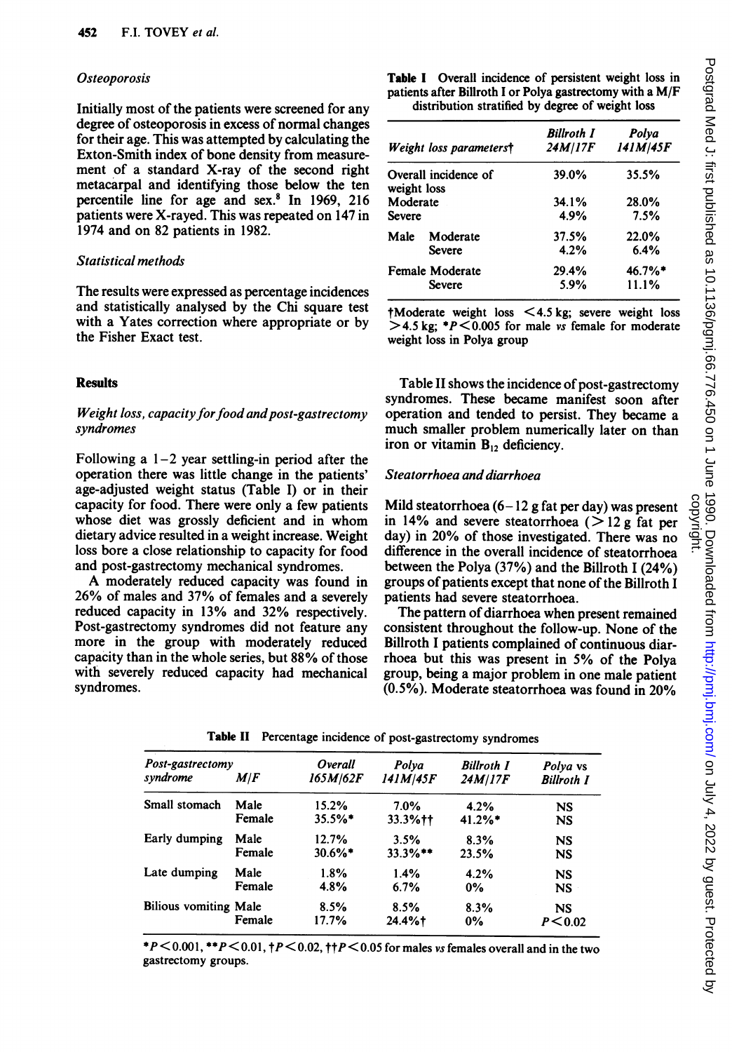### *Osteoporosis*

Initially most of the patients were screened for any degree of osteoporosis in excess of normal changes for their age. This was attempted by calculating the Exton-Smith index of bone density from measurement of a standard X-ray of the second right metacarpal and identifying those below the ten percentile line for age and sex.[8] In 1969, 216 patients were X-rayed. This was repeated on 147 in 1974 and on 82 patients in 1982.

### *Statistical methods*

The results were expressed as percentage incidences and statistically analysed by the Chi square test with a Yates correction where appropriate or by the Fisher Exact test.

## Results

### *Weight loss, capacity for food and post-gastrectomy syndromes*

Following a 1–2 year settling-in period after the operation there was little change in the patients' age-adjusted weight status (Table I) or in their capacity for food. There were only a few patients whose diet was grossly deficient and in whom dietary advice resulted in a weight increase. Weight loss bore a close relationship to capacity for food and post-gastrectomy mechanical syndromes.

A moderately reduced capacity was found in 26% of males and 37% of females and a severely reduced capacity in 13% and 32% respectively. Post-gastrectomy syndromes did not feature any more in the group with moderately reduced capacity than in the whole series, but 88% of those with severely reduced capacity had mechanical syndromes.

**Table I** Overall incidence of persistent weight loss in patients after Billroth I or Polya gastrectomy with a M/F distribution stratified by degree of weight loss

| Weight loss parameters† | | Billroth I 24M/17F | Polya 141M/45F |
|---|---|---|---|
| Overall incidence of weight loss | | 39.0% | 35.5% |
| Moderate | | 34.1% | 28.0% |
| Severe | | 4.9% | 7.5% |
| Male | Moderate | 37.5% | 22.0% |
| | Severe | 4.2% | 6.4% |
| Female | Moderate | 29.4% | 46.7%* |
| | Severe | 5.9% | 11.1% |

†Moderate weight loss <4.5 kg; severe weight loss >4.5 kg; *$P<0.005$ for male *vs* female for moderate weight loss in Polya group

Table II shows the incidence of post-gastrectomy syndromes. These became manifest soon after operation and tended to persist. They became a much smaller problem numerically later on than iron or vitamin $B_{12}$ deficiency.

### *Steatorrhoea and diarrhoea*

Mild steatorrhoea (6–12 g fat per day) was present in 14% and severe steatorrhoea (>12 g fat per day) in 20% of those investigated. There was no difference in the overall incidence of steatorrhoea between the Polya (37%) and the Billroth I (24%) groups of patients except that none of the Billroth I patients had severe steatorrhoea.

The pattern of diarrhoea when present remained consistent throughout the follow-up. None of the Billroth I patients complained of continuous diarrhoea but this was present in 5% of the Polya group, being a major problem in one male patient (0.5%). Moderate steatorrhoea was found in 20%

**Table II** Percentage incidence of post-gastrectomy syndromes

| Post-gastrectomy syndrome | M/F | Overall 165M/62F | Polya 141M/45F | Billroth I 24M/17F | Polya vs Billroth I |
|---|---|---|---|---|---|
| Small stomach | Male | 15.2% | 7.0% | 4.2% | NS |
| | Female | 35.5%* | 33.3%†† | 41.2%* | NS |
| Early dumping | Male | 12.7% | 3.5% | 8.3% | NS |
| | Female | 30.6%* | 33.3%** | 23.5% | NS |
| Late dumping | Male | 1.8% | 1.4% | 4.2% | NS |
| | Female | 4.8% | 6.7% | 0% | NS |
| Bilious vomiting | Male | 8.5% | 8.5% | 8.3% | NS |
| | Female | 17.7% | 24.4%† | 0% | $P<0.02$ |

*$P<0.001$, **$P<0.01$, †$P<0.02$, ††$P<0.05$ for males *vs* females overall and in the two gastrectomy groups.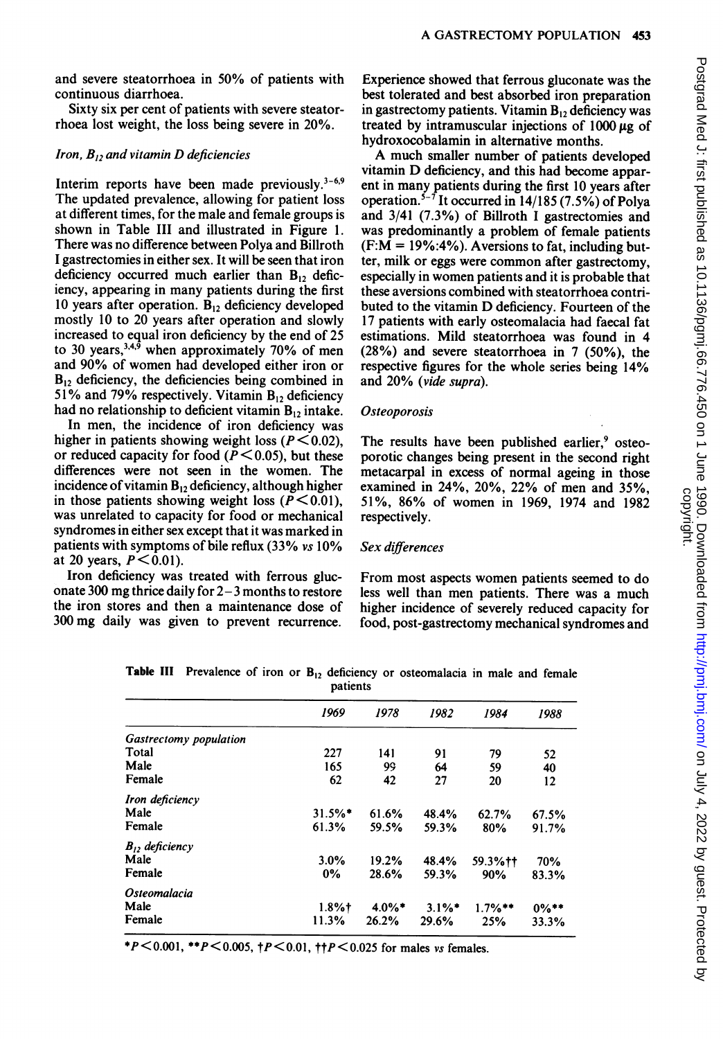and severe steatorrhoea in 50% of patients with continuous diarrhoea.

Sixty six per cent of patients with severe steatorrhoea lost weight, the loss being severe in 20%.

### *Iron, $B_{12}$ and vitamin D deficiencies*

Interim reports have been made previously.[3-6,9] The updated prevalence, allowing for patient loss at different times, for the male and female groups is shown in Table III and illustrated in Figure 1. There was no difference between Polya and Billroth I gastrectomies in either sex. It will be seen that iron deficiency occurred much earlier than $B_{12}$ deficiency, appearing in many patients during the first 10 years after operation. $B_{12}$ deficiency developed mostly 10 to 20 years after operation and slowly increased to equal iron deficiency by the end of 25 to 30 years,[3,4,9] when approximately 70% of men and 90% of women had developed either iron or $B_{12}$ deficiency, the deficiencies being combined in 51% and 79% respectively. Vitamin $B_{12}$ deficiency had no relationship to deficient vitamin $B_{12}$ intake.

In men, the incidence of iron deficiency was higher in patients showing weight loss ($P<0.02$), or reduced capacity for food ($P<0.05$), but these differences were not seen in the women. The incidence of vitamin $B_{12}$ deficiency, although higher in those patients showing weight loss ($P<0.01$), was unrelated to capacity for food or mechanical syndromes in either sex except that it was marked in patients with symptoms of bile reflux (33% *vs* 10% at 20 years, $P<0.01$).

Iron deficiency was treated with ferrous gluconate 300 mg thrice daily for 2–3 months to restore the iron stores and then a maintenance dose of 300 mg daily was given to prevent recurrence. Experience showed that ferrous gluconate was the best tolerated and best absorbed iron preparation in gastrectomy patients. Vitamin $B_{12}$ deficiency was treated by intramuscular injections of 1000 µg of hydroxocobalamin in alternative months.

A much smaller number of patients developed vitamin D deficiency, and this had become apparent in many patients during the first 10 years after operation.[5-7] It occurred in 14/185 (7.5%) of Polya and 3/41 (7.3%) of Billroth I gastrectomies and was predominantly a problem of female patients (F:M = 19%:4%). Aversions to fat, including butter, milk or eggs were common after gastrectomy, especially in women patients and it is probable that these aversions combined with steatorrhoea contributed to the vitamin D deficiency. Fourteen of the 17 patients with early osteomalacia had faecal fat estimations. Mild steatorrhoea was found in 4 (28%) and severe steatorrhoea in 7 (50%), the respective figures for the whole series being 14% and 20% (*vide supra*).

### *Osteoporosis*

The results have been published earlier,[9] osteoporotic changes being present in the second right metacarpal in excess of normal ageing in those examined in 24%, 20%, 22% of men and 35%, 51%, 86% of women in 1969, 1974 and 1982 respectively.

### *Sex differences*

From most aspects women patients seemed to do less well than men patients. There was a much higher incidence of severely reduced capacity for food, post-gastrectomy mechanical syndromes and

**Table III** Prevalence of iron or $B_{12}$ deficiency or osteomalacia in male and female patients

| | *1969* | *1978* | *1982* | *1984* | *1988* |
|---|---|---|---|---|---|
| *Gastrectomy population* | | | | | |
| Total | 227 | 141 | 91 | 79 | 52 |
| Male | 165 | 99 | 64 | 59 | 40 |
| Female | 62 | 42 | 27 | 20 | 12 |
| *Iron deficiency* | | | | | |
| Male | 31.5%* | 61.6% | 48.4% | 62.7% | 67.5% |
| Female | 61.3% | 59.5% | 59.3% | 80% | 91.7% |
| *$B_{12}$ deficiency* | | | | | |
| Male | 3.0% | 19.2% | 48.4% | 59.3%†† | 70% |
| Female | 0% | 28.6% | 59.3% | 90% | 83.3% |
| *Osteomalacia* | | | | | |
| Male | 1.8%† | 4.0%* | 3.1%* | 1.7%** | 0%** |
| Female | 11.3% | 26.2% | 29.6% | 25% | 33.3% |

*$P<0.001$, **$P<0.005$, †$P<0.01$, ††$P<0.025$ for males *vs* females.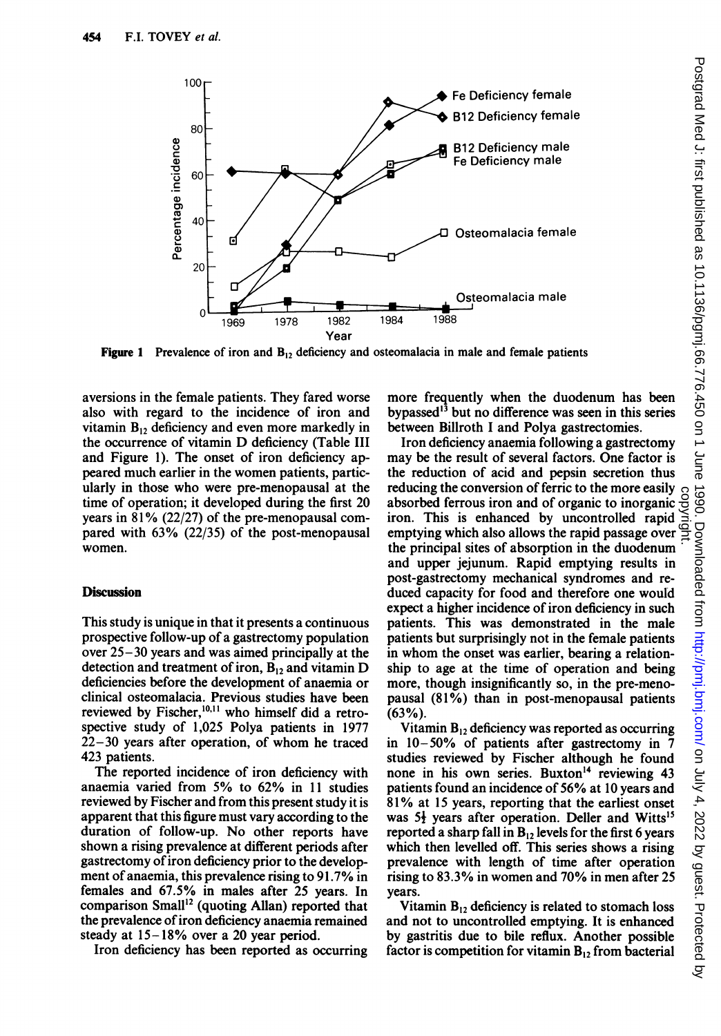Figure 1 Prevalence of iron and $B_{12}$ deficiency and osteomalacia in male and female patients

aversions in the female patients. They fared worse also with regard to the incidence of iron and vitamin $B_{12}$ deficiency and even more markedly in the occurrence of vitamin D deficiency (Table III and Figure 1). The onset of iron deficiency appeared much earlier in the women patients, particularly in those who were pre-menopausal at the time of operation; it developed during the first 20 years in 81% (22/27) of the pre-menopausal compared with 63% (22/35) of the post-menopausal women.

## Discussion

This study is unique in that it presents a continuous prospective follow-up of a gastrectomy population over 25–30 years and was aimed principally at the detection and treatment of iron, $B_{12}$ and vitamin D deficiencies before the development of anaemia or clinical osteomalacia. Previous studies have been reviewed by Fischer,[10,11] who himself did a retrospective study of 1,025 Polya patients in 1977 22–30 years after operation, of whom he traced 423 patients.

The reported incidence of iron deficiency with anaemia varied from 5% to 62% in 11 studies reviewed by Fischer and from this present study it is apparent that this figure must vary according to the duration of follow-up. No other reports have shown a rising prevalence at different periods after gastrectomy of iron deficiency prior to the development of anaemia, this prevalence rising to 91.7% in females and 67.5% in males after 25 years. In comparison Small[12] (quoting Allan) reported that the prevalence of iron deficiency anaemia remained steady at 15–18% over a 20 year period.

Iron deficiency has been reported as occurring more frequently when the duodenum has been bypassed[13] but no difference was seen in this series between Billroth I and Polya gastrectomies.

Iron deficiency anaemia following a gastrectomy may be the result of several factors. One factor is the reduction of acid and pepsin secretion thus reducing the conversion of ferric to the more easily absorbed ferrous iron and of organic to inorganic iron. This is enhanced by uncontrolled rapid emptying which also allows the rapid passage over the principal sites of absorption in the duodenum and upper jejunum. Rapid emptying results in post-gastrectomy mechanical syndromes and reduced capacity for food and therefore one would expect a higher incidence of iron deficiency in such patients. This was demonstrated in the male patients but surprisingly not in the female patients in whom the onset was earlier, bearing a relationship to age at the time of operation and being more, though insignificantly so, in the pre-menopausal (81%) than in post-menopausal patients (63%).

Vitamin $B_{12}$ deficiency was reported as occurring in 10–50% of patients after gastrectomy in 7 studies reviewed by Fischer although he found none in his own series. Buxton[14] reviewing 43 patients found an incidence of 56% at 10 years and 81% at 15 years, reporting that the earliest onset was 5¼ years after operation. Deller and Witts[15] reported a sharp fall in $B_{12}$ levels for the first 6 years which then levelled off. This series shows a rising prevalence with length of time after operation rising to 83.3% in women and 70% in men after 25 years.

Vitamin $B_{12}$ deficiency is related to stomach loss and not to uncontrolled emptying. It is enhanced by gastritis due to bile reflux. Another possible factor is competition for vitamin $B_{12}$ from bacterial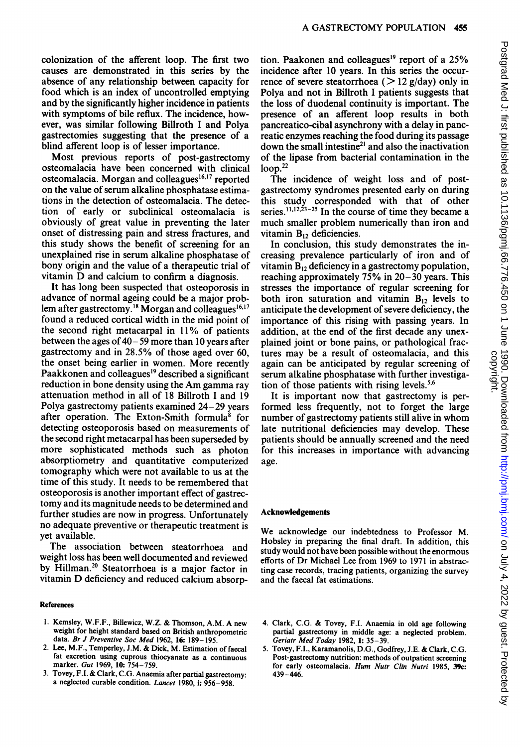colonization of the afferent loop. The first two causes are demonstrated in this series by the absence of any relationship between capacity for food which is an index of uncontrolled emptying and by the significantly higher incidence in patients with symptoms of bile reflux. The incidence, however, was similar following Billroth I and Polya gastrectomies suggesting that the presence of a blind afferent loop is of lesser importance.

Most previous reports of post-gastrectomy osteomalacia have been concerned with clinical osteomalacia. Morgan and colleagues[16,17] reported on the value of serum alkaline phosphatase estimations in the detection of osteomalacia. The detection of early or subclinical osteomalacia is obviously of great value in preventing the later onset of distressing pain and stress fractures, and this study shows the benefit of screening for an unexplained rise in serum alkaline phosphatase of bony origin and the value of a therapeutic trial of vitamin D and calcium to confirm a diagnosis.

It has long been suspected that osteoporosis in advance of normal ageing could be a major problem after gastrectomy.[18] Morgan and colleagues[16,17] found a reduced cortical width in the mid point of the second right metacarpal in 11% of patients between the ages of 40–59 more than 10 years after gastrectomy and in 28.5% of those aged over 60, the onset being earlier in women. More recently Paakkonen and colleagues[19] described a significant reduction in bone density using the Am gamma ray attenuation method in all of 18 Billroth I and 19 Polya gastrectomy patients examined 24–29 years after operation. The Exton-Smith formula[8] for detecting osteoporosis based on measurements of the second right metacarpal has been superseded by more sophisticated methods such as photon absorptiometry and quantitative computerized tomography which were not available to us at the time of this study. It needs to be remembered that osteoporosis is another important effect of gastrectomy and its magnitude needs to be determined and further studies are now in progress. Unfortunately no adequate preventive or therapeutic treatment is yet available.

The association between steatorrhoea and weight loss has been well documented and reviewed by Hillman.[20] Steatorrhoea is a major factor in vitamin D deficiency and reduced calcium absorption. Paakonen and colleagues[19] report of a 25% incidence after 10 years. In this series the occurrence of severe steatorrhoea (> 12 g/day) only in Polya and not in Billroth I patients suggests that the loss of duodenal continuity is important. The presence of an afferent loop results in both pancreatico-cibal asynchrony with a delay in pancreatic enzymes reaching the food during its passage down the small intestine[21] and also the inactivation of the lipase from bacterial contamination in the loop.[22]

The incidence of weight loss and of post-gastrectomy syndromes presented early on during this study corresponded with that of other series.[11,12,23–25] In the course of time they became a much smaller problem numerically than iron and vitamin $B_{12}$ deficiencies.

In conclusion, this study demonstrates the increasing prevalence particularly of iron and of vitamin $B_{12}$ deficiency in a gastrectomy population, reaching approximately 75% in 20–30 years. This stresses the importance of regular screening for both iron saturation and vitamin $B_{12}$ levels to anticipate the development of severe deficiency, the importance of this rising with passing years. In addition, at the end of the first decade any unexplained joint or bone pains, or pathological fractures may be a result of osteomalacia, and this again can be anticipated by regular screening of serum alkaline phosphatase with further investigation of those patients with rising levels.[5,6]

It is important now that gastrectomy is performed less frequently, not to forget the large number of gastrectomy patients still alive in whom late nutritional deficiencies may develop. These patients should be annually screened and the need for this increases in importance with advancing age.

## Acknowledgements

We acknowledge our indebtedness to Professor M. Hobsley in preparing the final draft. In addition, this study would not have been possible without the enormous efforts of Dr Michael Lee from 1969 to 1971 in abstracting case records, tracing patients, organizing the survey and the faecal fat estimations.

## References

1. Kemsley, W.F.F., Billewicz, W.Z. & Thomson, A.M. A new weight for height standard based on British anthropometric data. *Br J Preventive Soc Med* 1962, **16**: 189–195.
2. Lee, M.F., Temperley, J.M. & Dick, M. Estimation of faecal fat excretion using cuprous thiocyanate as a continuous marker. *Gut* 1969, **10**: 754–759.
3. Tovey, F.I. & Clark, C.G. Anaemia after partial gastrectomy: a neglected curable condition. *Lancet* 1980, **i**: 956–958.
4. Clark, C.G. & Tovey, F.I. Anaemia in old age following partial gastrectomy in middle age: a neglected problem. *Geriatr Med Today* 1982, **1**: 35–39.
5. Tovey, F.I., Karamanolis, D.G., Godfrey, J.E. & Clark, C.G. Post-gastrectomy nutrition: methods of outpatient screening for early osteomalacia. *Hum Nutr Clin Nutri* 1985, **39c**: 439–446.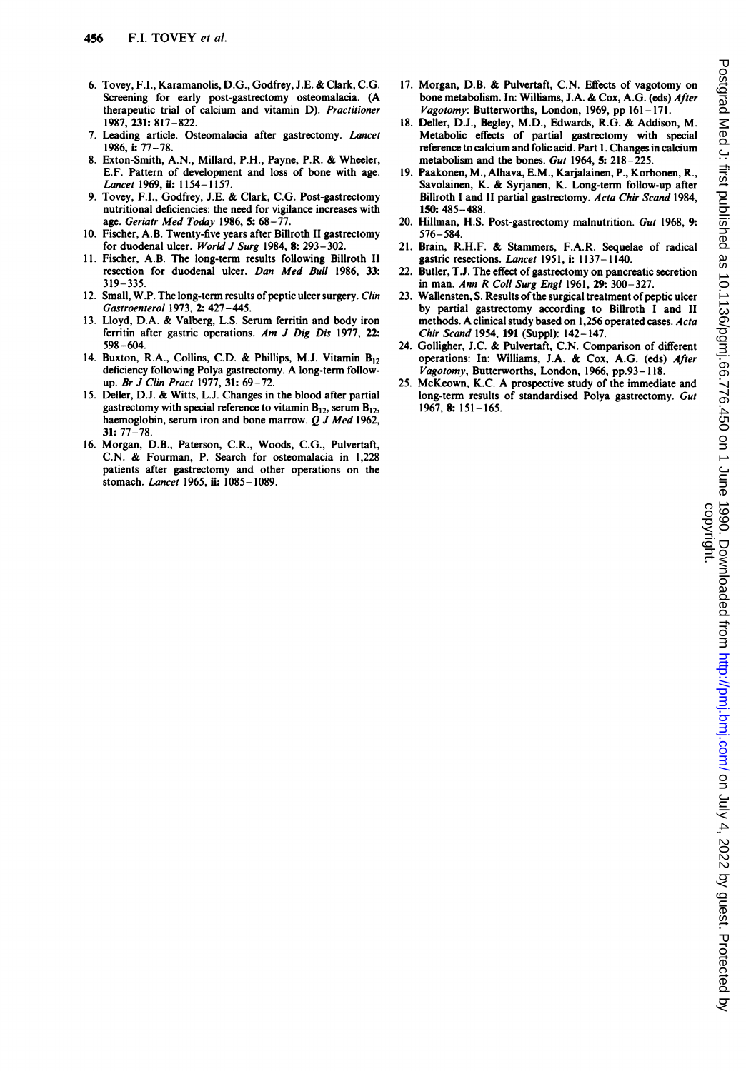6. Tovey, F.I., Karamanolis, D.G., Godfrey, J.E. & Clark, C.G. Screening for early post-gastrectomy osteomalacia. (A therapeutic trial of calcium and vitamin D). *Practitioner* 1987, **231:** 817–822.
7. Leading article. Osteomalacia after gastrectomy. *Lancet* 1986, **i:** 77–78.
8. Exton-Smith, A.N., Millard, P.H., Payne, P.R. & Wheeler, E.F. Pattern of development and loss of bone with age. *Lancet* 1969, **ii:** 1154–1157.
9. Tovey, F.I., Godfrey, J.E. & Clark, C.G. Post-gastrectomy nutritional deficiencies: the need for vigilance increases with age. *Geriatr Med Today* 1986, **5:** 68–77.
10. Fischer, A.B. Twenty-five years after Billroth II gastrectomy for duodenal ulcer. *World J Surg* 1984, **8:** 293–302.
11. Fischer, A.B. The long-term results following Billroth II resection for duodenal ulcer. *Dan Med Bull* 1986, **33:** 319–335.
12. Small, W.P. The long-term results of peptic ulcer surgery. *Clin Gastroenterol* 1973, **2:** 427–445.
13. Lloyd, D.A. & Valberg, L.S. Serum ferritin and body iron ferritin after gastric operations. *Am J Dig Dis* 1977, **22:** 598–604.
14. Buxton, R.A., Collins, C.D. & Phillips, M.J. Vitamin $B_{12}$ deficiency following Polya gastrectomy. A long-term follow-up. *Br J Clin Pract* 1977, **31:** 69–72.
15. Deller, D.J. & Witts, L.J. Changes in the blood after partial gastrectomy with special reference to vitamin $B_{12}$, serum $B_{12}$, haemoglobin, serum iron and bone marrow. *Q J Med* 1962, **31:** 77–78.
16. Morgan, D.B., Paterson, C.R., Woods, C.G., Pulvertaft, C.N. & Fourman, P. Search for osteomalacia in 1,228 patients after gastrectomy and other operations on the stomach. *Lancet* 1965, **ii:** 1085–1089.
17. Morgan, D.B. & Pulvertaft, C.N. Effects of vagotomy on bone metabolism. In: Williams, J.A. & Cox, A.G. (eds) *After Vagotomy*: Butterworths, London, 1969, pp 161–171.
18. Deller, D.J., Begley, M.D., Edwards, R.G. & Addison, M. Metabolic effects of partial gastrectomy with special reference to calcium and folic acid. Part 1. Changes in calcium metabolism and the bones. *Gut* 1964, **5:** 218–225.
19. Paakonen, M., Alhava, E.M., Karjalainen, P., Korhonen, R., Savolainen, K. & Syrjanen, K. Long-term follow-up after Billroth I and II partial gastrectomy. *Acta Chir Scand* 1984, **150:** 485–488.
20. Hillman, H.S. Post-gastrectomy malnutrition. *Gut* 1968, **9:** 576–584.
21. Brain, R.H.F. & Stammers, F.A.R. Sequelae of radical gastric resections. *Lancet* 1951, **i:** 1137–1140.
22. Butler, T.J. The effect of gastrectomy on pancreatic secretion in man. *Ann R Coll Surg Engl* 1961, **29:** 300–327.
23. Wallensten, S. Results of the surgical treatment of peptic ulcer by partial gastrectomy according to Billroth I and II methods. A clinical study based on 1,256 operated cases. *Acta Chir Scand* 1954, **191** (Suppl): 142–147.
24. Golligher, J.C. & Pulvertaft, C.N. Comparison of different operations: In: Williams, J.A. & Cox, A.G. (eds) *After Vagotomy*, Butterworths, London, 1966, pp.93–118.
25. McKeown, K.C. A prospective study of the immediate and long-term results of standardised Polya gastrectomy. *Gut* 1967, **8:** 151–165.